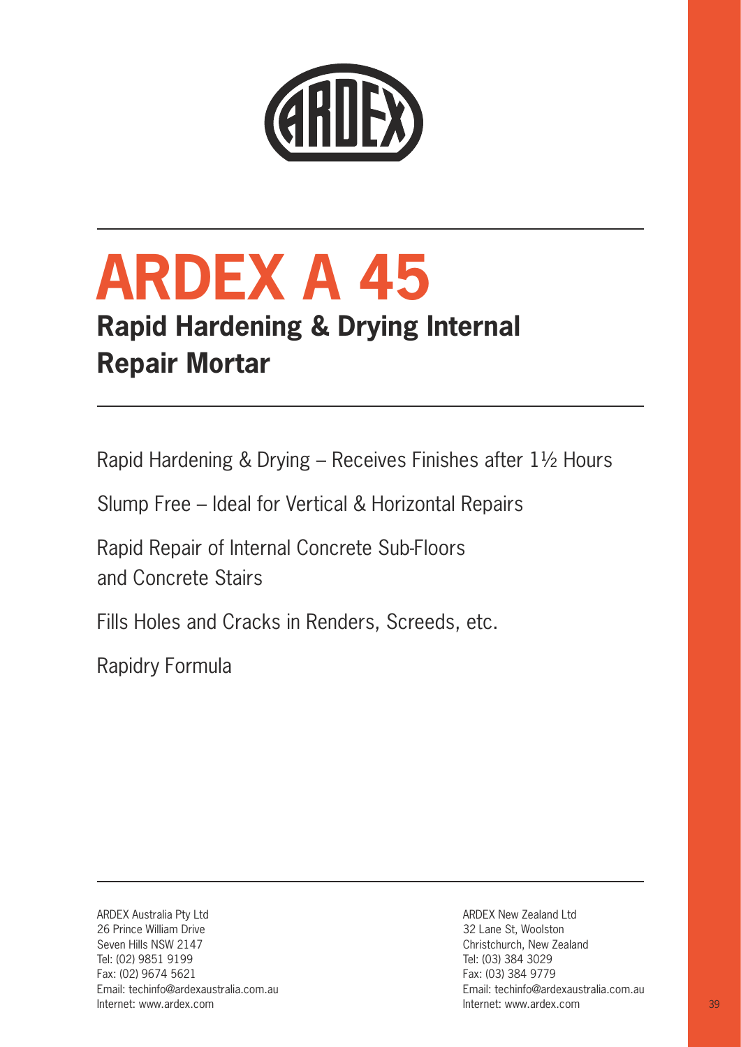# ARDEX A 45

## Rapid Hardening & Drying Internal Repair Mortar

Rapid Hardening & Drying – Receives Finishes after 1½ Hours

Slump Free – Ideal for Vertical & Horizontal Repairs

Rapid Repair of Internal Concrete Sub-Floors and Concrete Stairs

Fills Holes and Cracks in Renders, Screeds, etc.

Rapidry Formula

ARDEX Australia Pty Ltd
26 Prince William Drive
Seven Hills NSW 2147
Tel: (02) 9851 9199
Fax: (02) 9674 5621
Email: techinfo@ardexaustralia.com.au
Internet: www.ardex.com

ARDEX New Zealand Ltd
32 Lane St, Woolston
Christchurch, New Zealand
Tel: (03) 384 3029
Fax: (03) 384 9779
Email: techinfo@ardexaustralia.com.au
Internet: www.ardex.com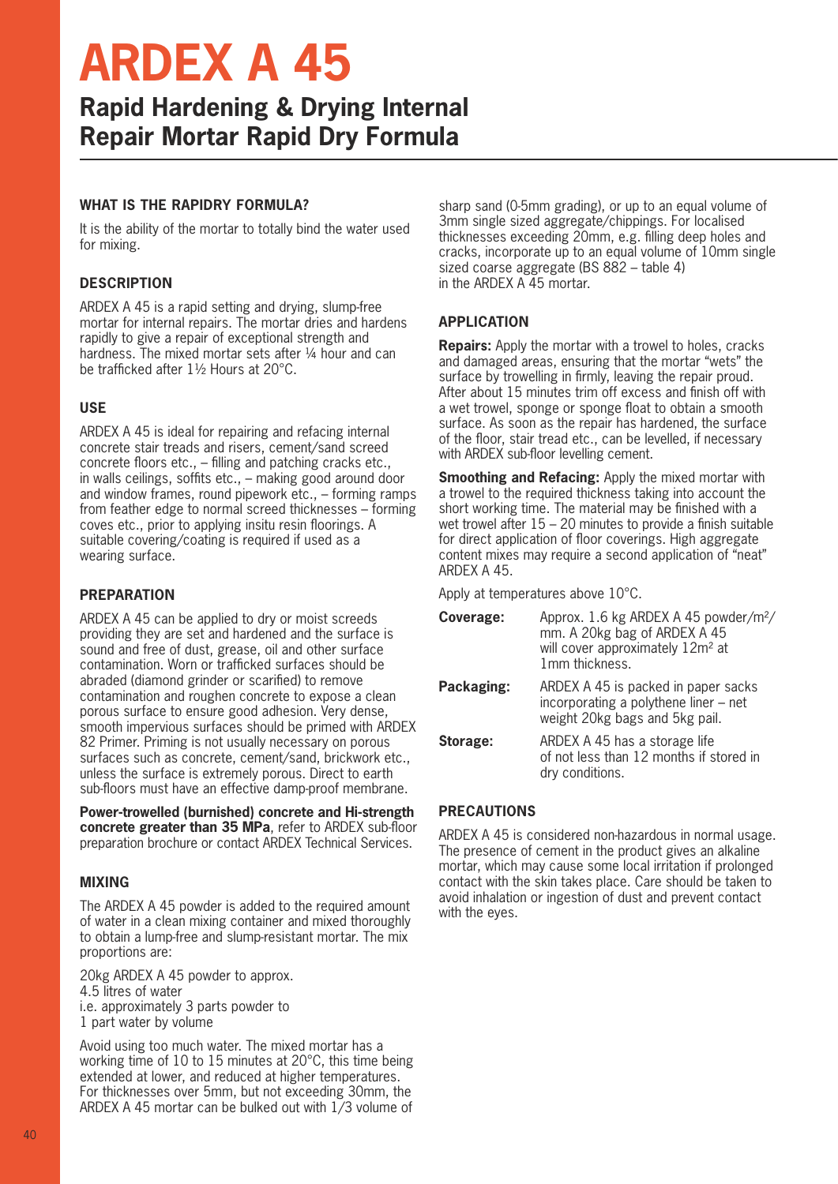# ARDEX A 45

## Rapid Hardening & Drying Internal Repair Mortar Rapid Dry Formula

### WHAT IS THE RAPIDRY FORMULA?

It is the ability of the mortar to totally bind the water used for mixing.

### DESCRIPTION

ARDEX A 45 is a rapid setting and drying, slump-free mortar for internal repairs. The mortar dries and hardens rapidly to give a repair of exceptional strength and hardness. The mixed mortar sets after ¼ hour and can be trafficked after 1½ Hours at 20°C.

### USE

ARDEX A 45 is ideal for repairing and refacing internal concrete stair treads and risers, cement/sand screed concrete floors etc., – filling and patching cracks etc., in walls ceilings, soffits etc., – making good around door and window frames, round pipework etc., – forming ramps from feather edge to normal screed thicknesses – forming coves etc., prior to applying insitu resin floorings. A suitable covering/coating is required if used as a wearing surface.

### PREPARATION

ARDEX A 45 can be applied to dry or moist screeds providing they are set and hardened and the surface is sound and free of dust, grease, oil and other surface contamination. Worn or trafficked surfaces should be abraded (diamond grinder or scarified) to remove contamination and roughen concrete to expose a clean porous surface to ensure good adhesion. Very dense, smooth impervious surfaces should be primed with ARDEX 82 Primer. Priming is not usually necessary on porous surfaces such as concrete, cement/sand, brickwork etc., unless the surface is extremely porous. Direct to earth sub-floors must have an effective damp-proof membrane.

**Power-trowelled (burnished) concrete and Hi-strength concrete greater than 35 MPa**, refer to ARDEX sub-floor preparation brochure or contact ARDEX Technical Services.

### MIXING

The ARDEX A 45 powder is added to the required amount of water in a clean mixing container and mixed thoroughly to obtain a lump-free and slump-resistant mortar. The mix proportions are:

20kg ARDEX A 45 powder to approx.
4.5 litres of water
i.e. approximately 3 parts powder to
1 part water by volume

Avoid using too much water. The mixed mortar has a working time of 10 to 15 minutes at 20°C, this time being extended at lower, and reduced at higher temperatures. For thicknesses over 5mm, but not exceeding 30mm, the ARDEX A 45 mortar can be bulked out with 1/3 volume of sharp sand (0-5mm grading), or up to an equal volume of 3mm single sized aggregate/chippings. For localised thicknesses exceeding 20mm, e.g. filling deep holes and cracks, incorporate up to an equal volume of 10mm single sized coarse aggregate (BS 882 – table 4) in the ARDEX A 45 mortar.

### APPLICATION

**Repairs:** Apply the mortar with a trowel to holes, cracks and damaged areas, ensuring that the mortar "wets" the surface by trowelling in firmly, leaving the repair proud. After about 15 minutes trim off excess and finish off with a wet trowel, sponge or sponge float to obtain a smooth surface. As soon as the repair has hardened, the surface of the floor, stair tread etc., can be levelled, if necessary with ARDEX sub-floor levelling cement.

**Smoothing and Refacing:** Apply the mixed mortar with a trowel to the required thickness taking into account the short working time. The material may be finished with a wet trowel after 15 – 20 minutes to provide a finish suitable for direct application of floor coverings. High aggregate content mixes may require a second application of "neat" ARDEX A 45.

Apply at temperatures above 10°C.

**Coverage:** Approx. 1.6 kg ARDEX A 45 powder/m²/mm. A 20kg bag of ARDEX A 45 will cover approximately 12m² at 1mm thickness.

**Packaging:** ARDEX A 45 is packed in paper sacks incorporating a polythene liner – net weight 20kg bags and 5kg pail.

**Storage:** ARDEX A 45 has a storage life of not less than 12 months if stored in dry conditions.

### PRECAUTIONS

ARDEX A 45 is considered non-hazardous in normal usage. The presence of cement in the product gives an alkaline mortar, which may cause some local irritation if prolonged contact with the skin takes place. Care should be taken to avoid inhalation or ingestion of dust and prevent contact with the eyes.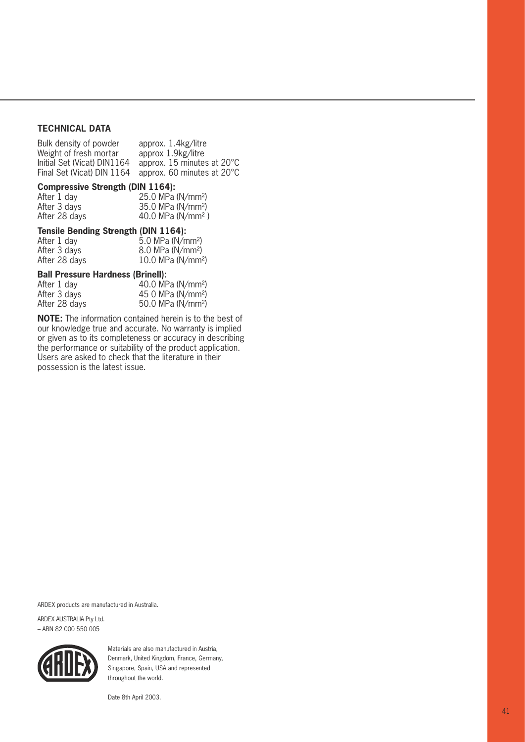## TECHNICAL DATA

| | |
|---|---|
| Bulk density of powder | approx. 1.4kg/litre |
| Weight of fresh mortar | approx 1.9kg/litre |
| Initial Set (Vicat) DIN1164 | approx. 15 minutes at 20°C |
| Final Set (Vicat) DIN 1164 | approx. 60 minutes at 20°C |

**Compressive Strength (DIN 1164):**

| | |
|---|---|
| After 1 day | 25.0 MPa (N/mm$^2$) |
| After 3 days | 35.0 MPa (N/mm$^2$) |
| After 28 days | 40.0 MPa (N/mm$^2$ ) |

**Tensile Bending Strength (DIN 1164):**

| | |
|---|---|
| After 1 day | 5.0 MPa (N/mm$^2$) |
| After 3 days | 8.0 MPa (N/mm$^2$) |
| After 28 days | 10.0 MPa (N/mm$^2$) |

**Ball Pressure Hardness (Brinell):**

| | |
|---|---|
| After 1 day | 40.0 MPa (N/mm$^2$) |
| After 3 days | 45 0 MPa (N/mm$^2$) |
| After 28 days | 50.0 MPa (N/mm$^2$) |

**NOTE:** The information contained herein is to the best of our knowledge true and accurate. No warranty is implied or given as to its completeness or accuracy in describing the performance or suitability of the product application. Users are asked to check that the literature in their possession is the latest issue.

ARDEX products are manufactured in Australia.

ARDEX AUSTRALIA Pty Ltd.
– ABN 82 000 550 005

Materials are also manufactured in Austria, Denmark, United Kingdom, France, Germany, Singapore, Spain, USA and represented throughout the world.

Date 8th April 2003.